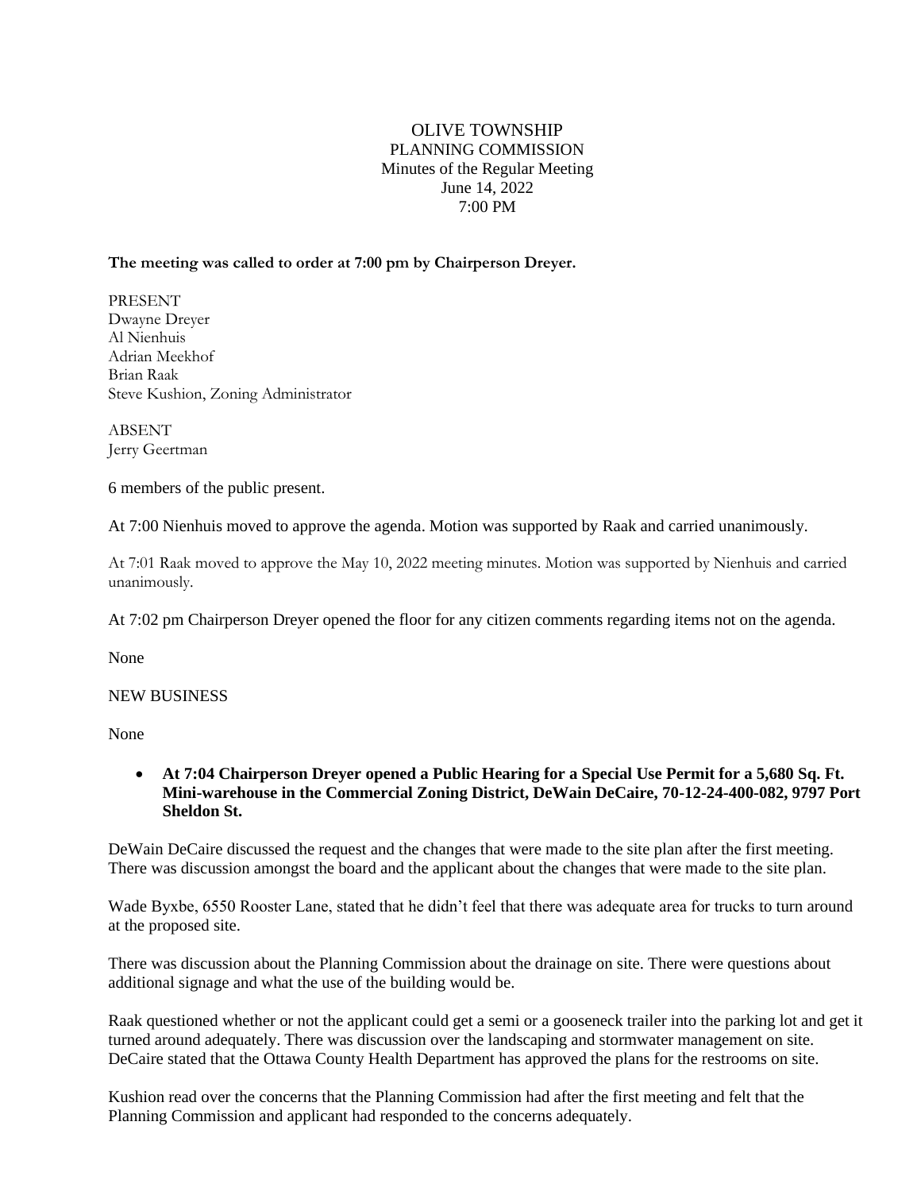# OLIVE TOWNSHIP
## PLANNING COMMISSION
### Minutes of the Regular Meeting
June 14, 2022
7:00 PM

**The meeting was called to order at 7:00 pm by Chairperson Dreyer.**

PRESENT
Dwayne Dreyer
Al Nienhuis
Adrian Meekhof
Brian Raak
Steve Kushion, Zoning Administrator

ABSENT
Jerry Geertman

6 members of the public present.

At 7:00 Nienhuis moved to approve the agenda. Motion was supported by Raak and carried unanimously.

At 7:01 Raak moved to approve the May 10, 2022 meeting minutes. Motion was supported by Nienhuis and carried unanimously.

At 7:02 pm Chairperson Dreyer opened the floor for any citizen comments regarding items not on the agenda.

None

NEW BUSINESS

None

- **At 7:04 Chairperson Dreyer opened a Public Hearing for a Special Use Permit for a 5,680 Sq. Ft. Mini-warehouse in the Commercial Zoning District, DeWain DeCaire, 70-12-24-400-082, 9797 Port Sheldon St.**

DeWain DeCaire discussed the request and the changes that were made to the site plan after the first meeting. There was discussion amongst the board and the applicant about the changes that were made to the site plan.

Wade Byxbe, 6550 Rooster Lane, stated that he didn't feel that there was adequate area for trucks to turn around at the proposed site.

There was discussion about the Planning Commission about the drainage on site. There were questions about additional signage and what the use of the building would be.

Raak questioned whether or not the applicant could get a semi or a gooseneck trailer into the parking lot and get it turned around adequately. There was discussion over the landscaping and stormwater management on site. DeCaire stated that the Ottawa County Health Department has approved the plans for the restrooms on site.

Kushion read over the concerns that the Planning Commission had after the first meeting and felt that the Planning Commission and applicant had responded to the concerns adequately.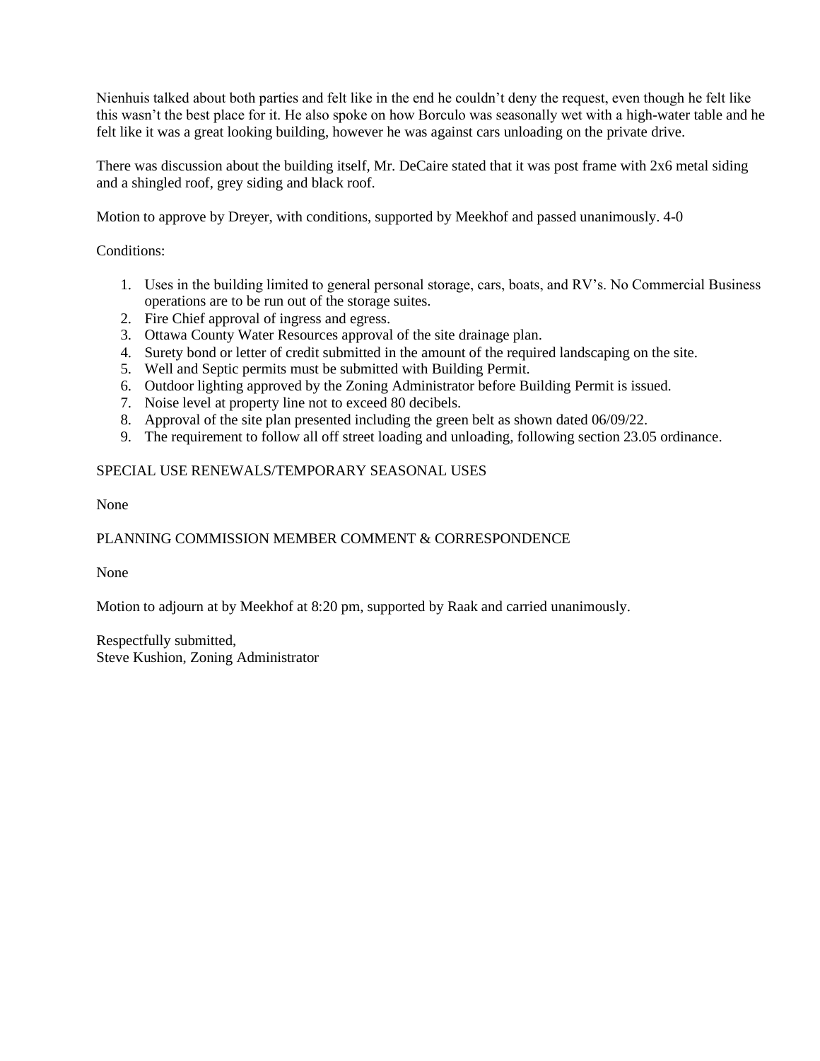Nienhuis talked about both parties and felt like in the end he couldn't deny the request, even though he felt like this wasn't the best place for it. He also spoke on how Borculo was seasonally wet with a high-water table and he felt like it was a great looking building, however he was against cars unloading on the private drive.

There was discussion about the building itself, Mr. DeCaire stated that it was post frame with 2x6 metal siding and a shingled roof, grey siding and black roof.

Motion to approve by Dreyer, with conditions, supported by Meekhof and passed unanimously. 4-0

Conditions:

1. Uses in the building limited to general personal storage, cars, boats, and RV's. No Commercial Business operations are to be run out of the storage suites.
2. Fire Chief approval of ingress and egress.
3. Ottawa County Water Resources approval of the site drainage plan.
4. Surety bond or letter of credit submitted in the amount of the required landscaping on the site.
5. Well and Septic permits must be submitted with Building Permit.
6. Outdoor lighting approved by the Zoning Administrator before Building Permit is issued.
7. Noise level at property line not to exceed 80 decibels.
8. Approval of the site plan presented including the green belt as shown dated 06/09/22.
9. The requirement to follow all off street loading and unloading, following section 23.05 ordinance.

SPECIAL USE RENEWALS/TEMPORARY SEASONAL USES

None

PLANNING COMMISSION MEMBER COMMENT & CORRESPONDENCE

None

Motion to adjourn at by Meekhof at 8:20 pm, supported by Raak and carried unanimously.

Respectfully submitted,
Steve Kushion, Zoning Administrator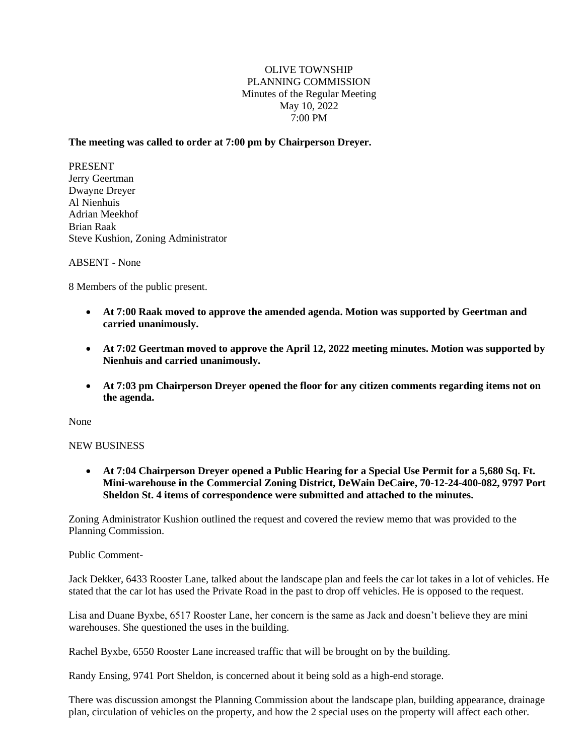OLIVE TOWNSHIP
PLANNING COMMISSION
Minutes of the Regular Meeting
May 10, 2022
7:00 PM

**The meeting was called to order at 7:00 pm by Chairperson Dreyer.**

PRESENT
Jerry Geertman
Dwayne Dreyer
Al Nienhuis
Adrian Meekhof
Brian Raak
Steve Kushion, Zoning Administrator

ABSENT - None

8 Members of the public present.

- **At 7:00 Raak moved to approve the amended agenda. Motion was supported by Geertman and carried unanimously.**
- **At 7:02 Geertman moved to approve the April 12, 2022 meeting minutes. Motion was supported by Nienhuis and carried unanimously.**
- **At 7:03 pm Chairperson Dreyer opened the floor for any citizen comments regarding items not on the agenda.**

None

NEW BUSINESS

- **At 7:04 Chairperson Dreyer opened a Public Hearing for a Special Use Permit for a 5,680 Sq. Ft. Mini-warehouse in the Commercial Zoning District, DeWain DeCaire, 70-12-24-400-082, 9797 Port Sheldon St. 4 items of correspondence were submitted and attached to the minutes.**

Zoning Administrator Kushion outlined the request and covered the review memo that was provided to the Planning Commission.

Public Comment-

Jack Dekker, 6433 Rooster Lane, talked about the landscape plan and feels the car lot takes in a lot of vehicles. He stated that the car lot has used the Private Road in the past to drop off vehicles. He is opposed to the request.

Lisa and Duane Byxbe, 6517 Rooster Lane, her concern is the same as Jack and doesn't believe they are mini warehouses. She questioned the uses in the building.

Rachel Byxbe, 6550 Rooster Lane increased traffic that will be brought on by the building.

Randy Ensing, 9741 Port Sheldon, is concerned about it being sold as a high-end storage.

There was discussion amongst the Planning Commission about the landscape plan, building appearance, drainage plan, circulation of vehicles on the property, and how the 2 special uses on the property will affect each other.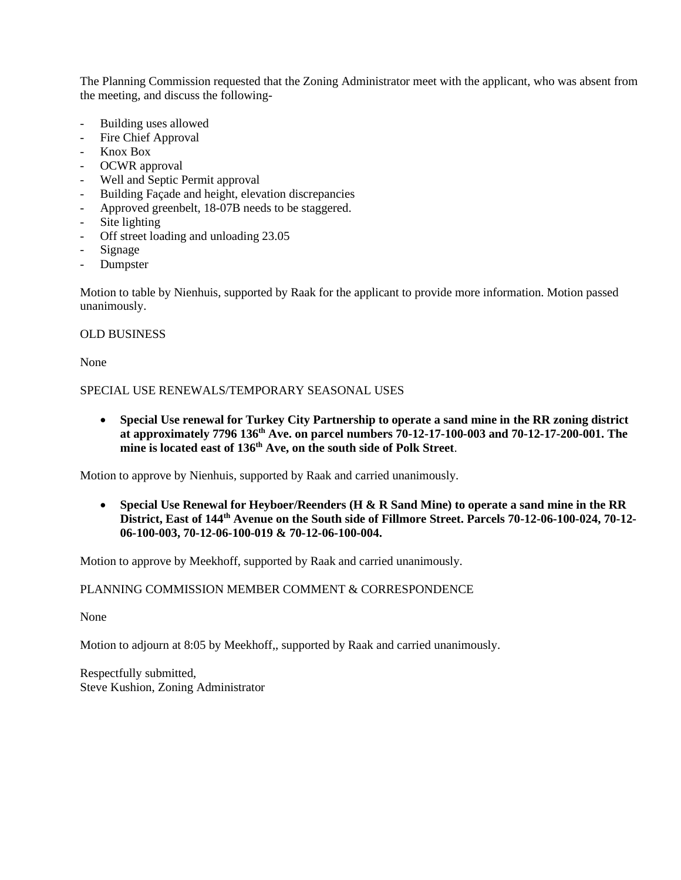The Planning Commission requested that the Zoning Administrator meet with the applicant, who was absent from the meeting, and discuss the following-

- Building uses allowed
- Fire Chief Approval
- Knox Box
- OCWR approval
- Well and Septic Permit approval
- Building Façade and height, elevation discrepancies
- Approved greenbelt, 18-07B needs to be staggered.
- Site lighting
- Off street loading and unloading 23.05
- Signage
- Dumpster

Motion to table by Nienhuis, supported by Raak for the applicant to provide more information. Motion passed unanimously.

OLD BUSINESS

None

SPECIAL USE RENEWALS/TEMPORARY SEASONAL USES

- **Special Use renewal for Turkey City Partnership to operate a sand mine in the RR zoning district at approximately 7796 136th Ave. on parcel numbers 70-12-17-100-003 and 70-12-17-200-001. The mine is located east of 136th Ave, on the south side of Polk Street**.

Motion to approve by Nienhuis, supported by Raak and carried unanimously.

- **Special Use Renewal for Heyboer/Reenders (H & R Sand Mine) to operate a sand mine in the RR District, East of 144th Avenue on the South side of Fillmore Street. Parcels 70-12-06-100-024, 70-12-06-100-003, 70-12-06-100-019 & 70-12-06-100-004.**

Motion to approve by Meekhoff, supported by Raak and carried unanimously.

PLANNING COMMISSION MEMBER COMMENT & CORRESPONDENCE

None

Motion to adjourn at 8:05 by Meekhoff,, supported by Raak and carried unanimously.

Respectfully submitted,
Steve Kushion, Zoning Administrator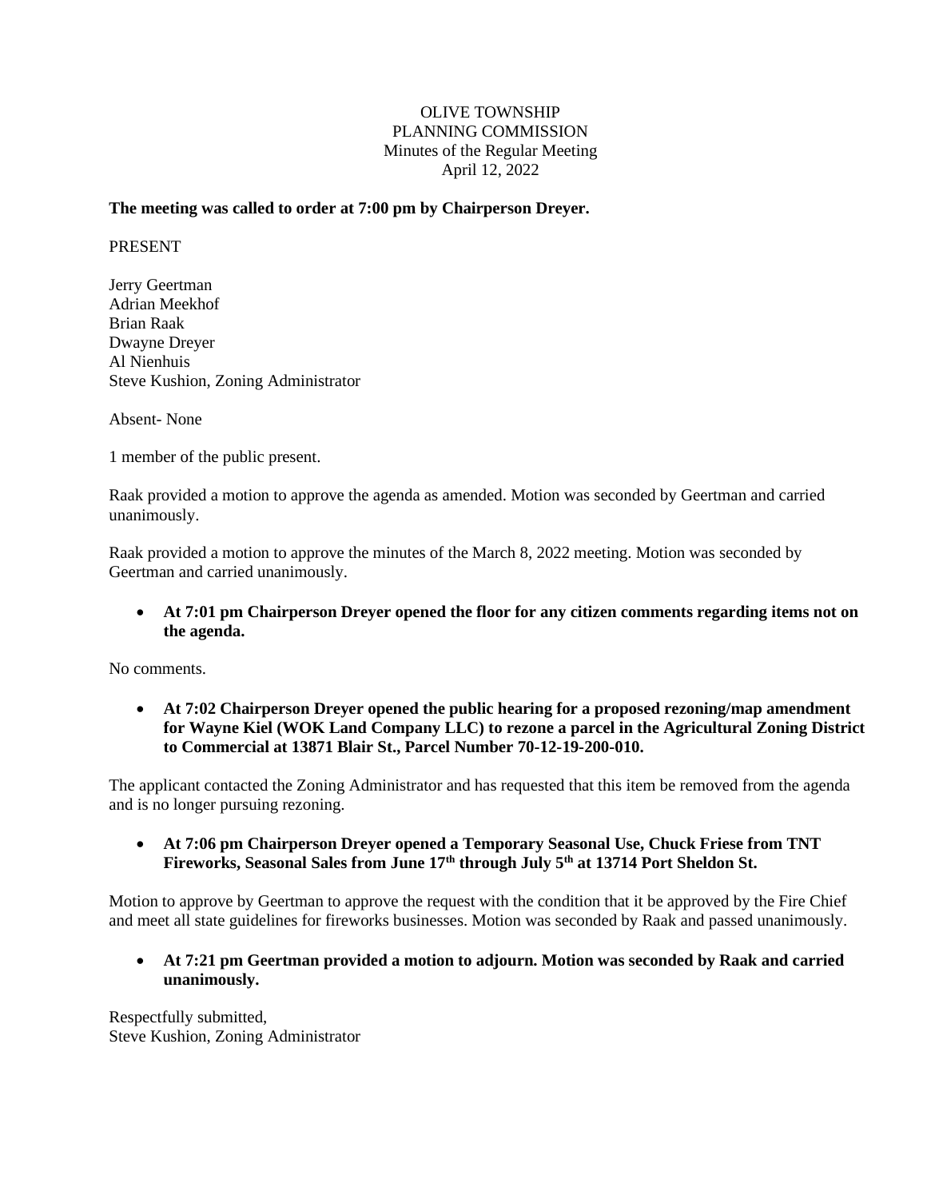OLIVE TOWNSHIP
PLANNING COMMISSION
Minutes of the Regular Meeting
April 12, 2022

**The meeting was called to order at 7:00 pm by Chairperson Dreyer.**

PRESENT

Jerry Geertman
Adrian Meekhof
Brian Raak
Dwayne Dreyer
Al Nienhuis
Steve Kushion, Zoning Administrator

Absent- None

1 member of the public present.

Raak provided a motion to approve the agenda as amended. Motion was seconded by Geertman and carried unanimously.

Raak provided a motion to approve the minutes of the March 8, 2022 meeting. Motion was seconded by Geertman and carried unanimously.

- **At 7:01 pm Chairperson Dreyer opened the floor for any citizen comments regarding items not on the agenda.**

No comments.

- **At 7:02 Chairperson Dreyer opened the public hearing for a proposed rezoning/map amendment for Wayne Kiel (WOK Land Company LLC) to rezone a parcel in the Agricultural Zoning District to Commercial at 13871 Blair St., Parcel Number 70-12-19-200-010.**

The applicant contacted the Zoning Administrator and has requested that this item be removed from the agenda and is no longer pursuing rezoning.

- **At 7:06 pm Chairperson Dreyer opened a Temporary Seasonal Use, Chuck Friese from TNT Fireworks, Seasonal Sales from June 17th through July 5th at 13714 Port Sheldon St.**

Motion to approve by Geertman to approve the request with the condition that it be approved by the Fire Chief and meet all state guidelines for fireworks businesses. Motion was seconded by Raak and passed unanimously.

- **At 7:21 pm Geertman provided a motion to adjourn. Motion was seconded by Raak and carried unanimously.**

Respectfully submitted,
Steve Kushion, Zoning Administrator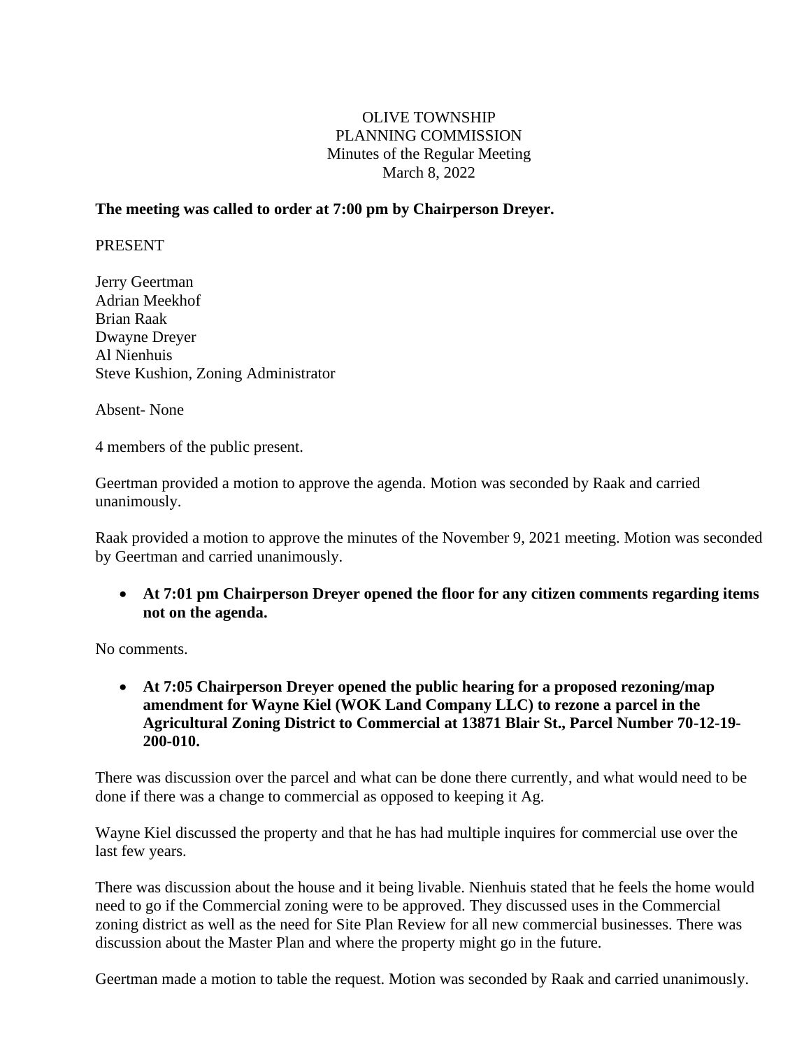OLIVE TOWNSHIP
PLANNING COMMISSION
Minutes of the Regular Meeting
March 8, 2022

**The meeting was called to order at 7:00 pm by Chairperson Dreyer.**

PRESENT

Jerry Geertman
Adrian Meekhof
Brian Raak
Dwayne Dreyer
Al Nienhuis
Steve Kushion, Zoning Administrator

Absent- None

4 members of the public present.

Geertman provided a motion to approve the agenda. Motion was seconded by Raak and carried unanimously.

Raak provided a motion to approve the minutes of the November 9, 2021 meeting. Motion was seconded by Geertman and carried unanimously.

- **At 7:01 pm Chairperson Dreyer opened the floor for any citizen comments regarding items not on the agenda.**

No comments.

- **At 7:05 Chairperson Dreyer opened the public hearing for a proposed rezoning/map amendment for Wayne Kiel (WOK Land Company LLC) to rezone a parcel in the Agricultural Zoning District to Commercial at 13871 Blair St., Parcel Number 70-12-19-200-010.**

There was discussion over the parcel and what can be done there currently, and what would need to be done if there was a change to commercial as opposed to keeping it Ag.

Wayne Kiel discussed the property and that he has had multiple inquires for commercial use over the last few years.

There was discussion about the house and it being livable. Nienhuis stated that he feels the home would need to go if the Commercial zoning were to be approved. They discussed uses in the Commercial zoning district as well as the need for Site Plan Review for all new commercial businesses. There was discussion about the Master Plan and where the property might go in the future.

Geertman made a motion to table the request. Motion was seconded by Raak and carried unanimously.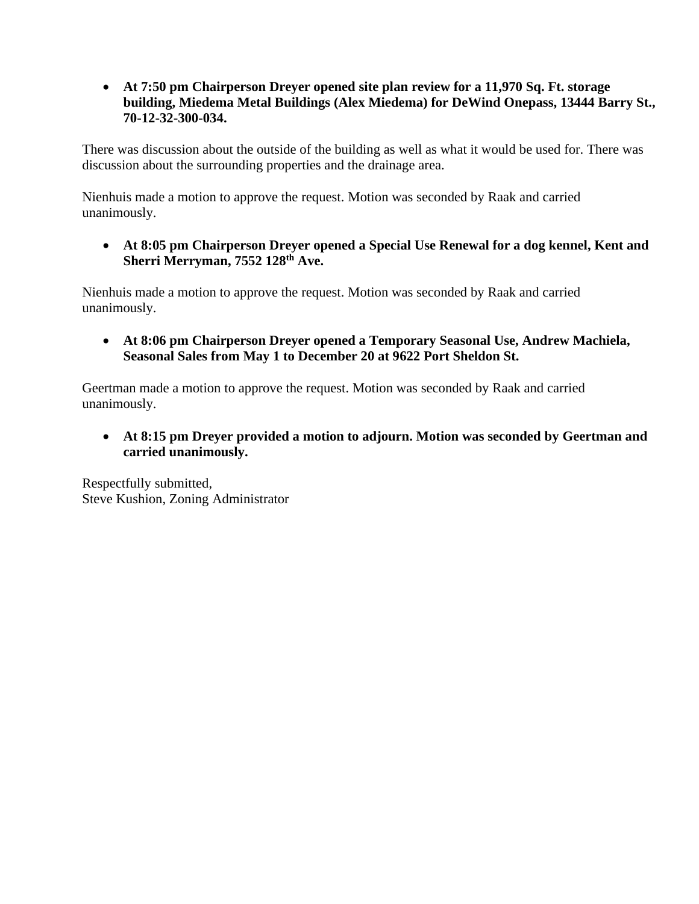- **At 7:50 pm Chairperson Dreyer opened site plan review for a 11,970 Sq. Ft. storage building, Miedema Metal Buildings (Alex Miedema) for DeWind Onepass, 13444 Barry St., 70-12-32-300-034.**

There was discussion about the outside of the building as well as what it would be used for. There was discussion about the surrounding properties and the drainage area.

Nienhuis made a motion to approve the request. Motion was seconded by Raak and carried unanimously.

- **At 8:05 pm Chairperson Dreyer opened a Special Use Renewal for a dog kennel, Kent and Sherri Merryman, 7552 128th Ave.**

Nienhuis made a motion to approve the request. Motion was seconded by Raak and carried unanimously.

- **At 8:06 pm Chairperson Dreyer opened a Temporary Seasonal Use, Andrew Machiela, Seasonal Sales from May 1 to December 20 at 9622 Port Sheldon St.**

Geertman made a motion to approve the request. Motion was seconded by Raak and carried unanimously.

- **At 8:15 pm Dreyer provided a motion to adjourn. Motion was seconded by Geertman and carried unanimously.**

Respectfully submitted,
Steve Kushion, Zoning Administrator